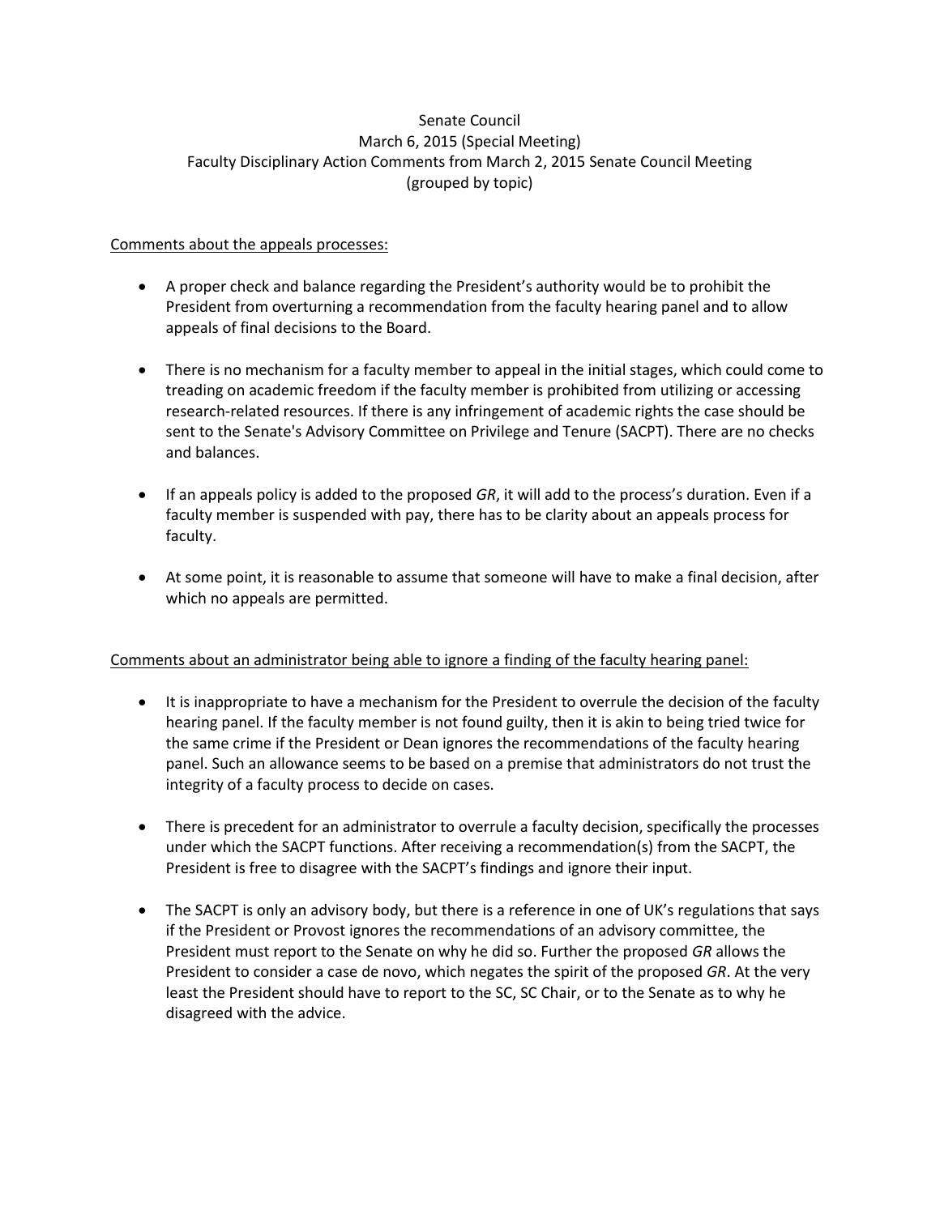# Senate Council
## March 6, 2015 (Special Meeting)
## Faculty Disciplinary Action Comments from March 2, 2015 Senate Council Meeting
## (grouped by topic)

<u>Comments about the appeals processes:</u>

- A proper check and balance regarding the President's authority would be to prohibit the President from overturning a recommendation from the faculty hearing panel and to allow appeals of final decisions to the Board.

- There is no mechanism for a faculty member to appeal in the initial stages, which could come to treading on academic freedom if the faculty member is prohibited from utilizing or accessing research-related resources. If there is any infringement of academic rights the case should be sent to the Senate's Advisory Committee on Privilege and Tenure (SACPT). There are no checks and balances.

- If an appeals policy is added to the proposed *GR*, it will add to the process's duration. Even if a faculty member is suspended with pay, there has to be clarity about an appeals process for faculty.

- At some point, it is reasonable to assume that someone will have to make a final decision, after which no appeals are permitted.

<u>Comments about an administrator being able to ignore a finding of the faculty hearing panel:</u>

- It is inappropriate to have a mechanism for the President to overrule the decision of the faculty hearing panel. If the faculty member is not found guilty, then it is akin to being tried twice for the same crime if the President or Dean ignores the recommendations of the faculty hearing panel. Such an allowance seems to be based on a premise that administrators do not trust the integrity of a faculty process to decide on cases.

- There is precedent for an administrator to overrule a faculty decision, specifically the processes under which the SACPT functions. After receiving a recommendation(s) from the SACPT, the President is free to disagree with the SACPT's findings and ignore their input.

- The SACPT is only an advisory body, but there is a reference in one of UK's regulations that says if the President or Provost ignores the recommendations of an advisory committee, the President must report to the Senate on why he did so. Further the proposed *GR* allows the President to consider a case de novo, which negates the spirit of the proposed *GR*. At the very least the President should have to report to the SC, SC Chair, or to the Senate as to why he disagreed with the advice.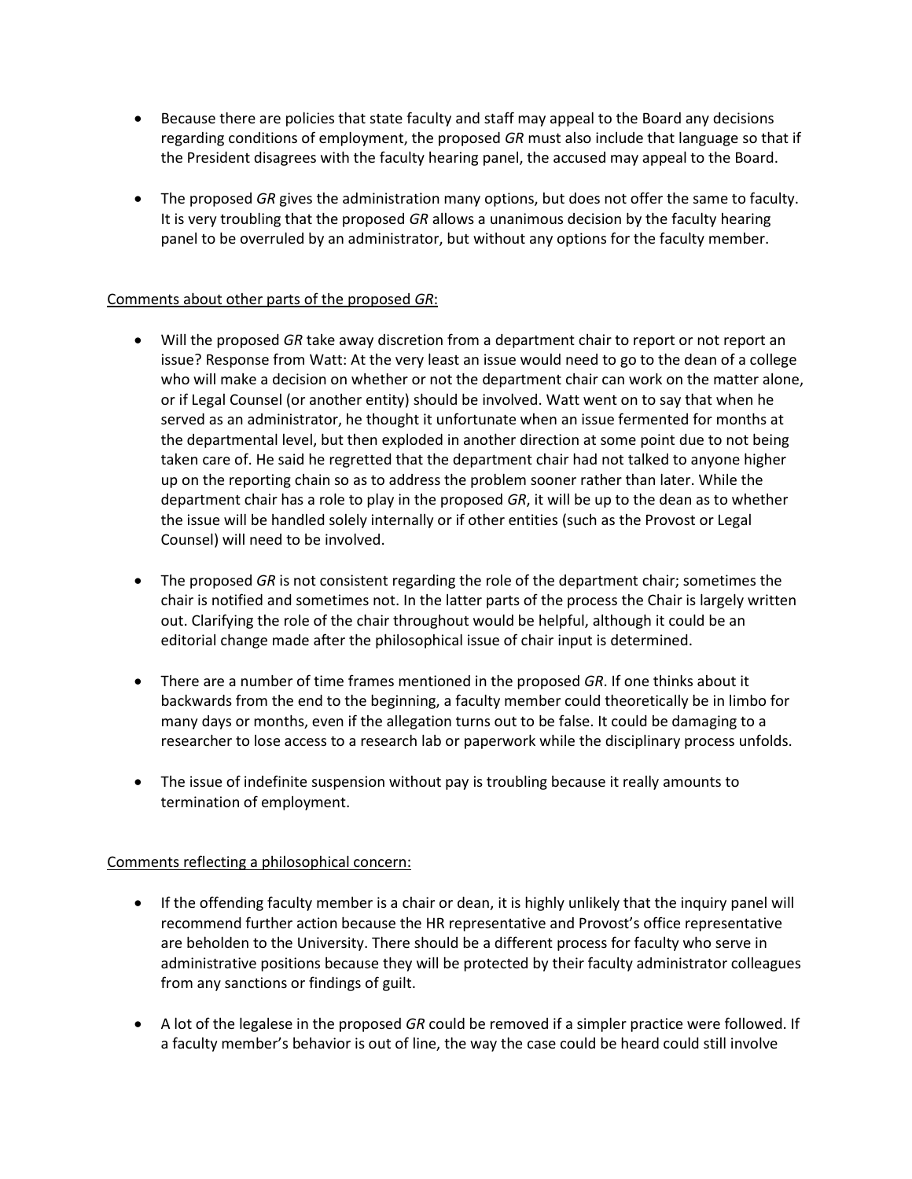- Because there are policies that state faculty and staff may appeal to the Board any decisions regarding conditions of employment, the proposed *GR* must also include that language so that if the President disagrees with the faculty hearing panel, the accused may appeal to the Board.

- The proposed *GR* gives the administration many options, but does not offer the same to faculty. It is very troubling that the proposed *GR* allows a unanimous decision by the faculty hearing panel to be overruled by an administrator, but without any options for the faculty member.

<u>Comments about other parts of the proposed *GR*:</u>

- Will the proposed *GR* take away discretion from a department chair to report or not report an issue? Response from Watt: At the very least an issue would need to go to the dean of a college who will make a decision on whether or not the department chair can work on the matter alone, or if Legal Counsel (or another entity) should be involved. Watt went on to say that when he served as an administrator, he thought it unfortunate when an issue fermented for months at the departmental level, but then exploded in another direction at some point due to not being taken care of. He said he regretted that the department chair had not talked to anyone higher up on the reporting chain so as to address the problem sooner rather than later. While the department chair has a role to play in the proposed *GR*, it will be up to the dean as to whether the issue will be handled solely internally or if other entities (such as the Provost or Legal Counsel) will need to be involved.

- The proposed *GR* is not consistent regarding the role of the department chair; sometimes the chair is notified and sometimes not. In the latter parts of the process the Chair is largely written out. Clarifying the role of the chair throughout would be helpful, although it could be an editorial change made after the philosophical issue of chair input is determined.

- There are a number of time frames mentioned in the proposed *GR*. If one thinks about it backwards from the end to the beginning, a faculty member could theoretically be in limbo for many days or months, even if the allegation turns out to be false. It could be damaging to a researcher to lose access to a research lab or paperwork while the disciplinary process unfolds.

- The issue of indefinite suspension without pay is troubling because it really amounts to termination of employment.

<u>Comments reflecting a philosophical concern:</u>

- If the offending faculty member is a chair or dean, it is highly unlikely that the inquiry panel will recommend further action because the HR representative and Provost's office representative are beholden to the University. There should be a different process for faculty who serve in administrative positions because they will be protected by their faculty administrator colleagues from any sanctions or findings of guilt.

- A lot of the legalese in the proposed *GR* could be removed if a simpler practice were followed. If a faculty member's behavior is out of line, the way the case could be heard could still involve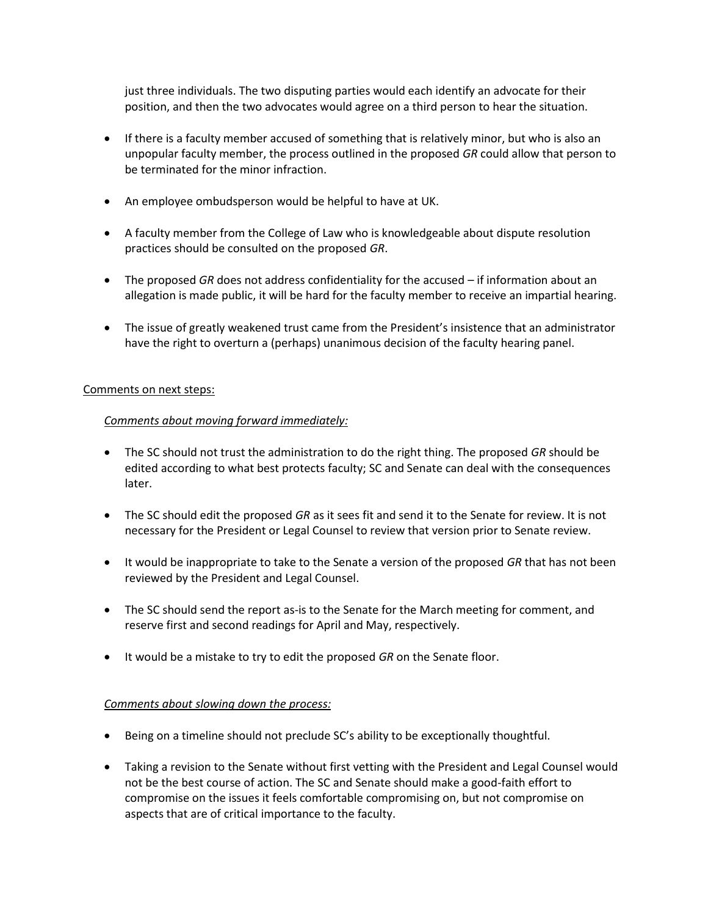just three individuals. The two disputing parties would each identify an advocate for their position, and then the two advocates would agree on a third person to hear the situation.

- If there is a faculty member accused of something that is relatively minor, but who is also an unpopular faculty member, the process outlined in the proposed *GR* could allow that person to be terminated for the minor infraction.

- An employee ombudsperson would be helpful to have at UK.

- A faculty member from the College of Law who is knowledgeable about dispute resolution practices should be consulted on the proposed *GR*.

- The proposed *GR* does not address confidentiality for the accused – if information about an allegation is made public, it will be hard for the faculty member to receive an impartial hearing.

- The issue of greatly weakened trust came from the President's insistence that an administrator have the right to overturn a (perhaps) unanimous decision of the faculty hearing panel.

<u>Comments on next steps:</u>

*<u>Comments about moving forward immediately:</u>*

- The SC should not trust the administration to do the right thing. The proposed *GR* should be edited according to what best protects faculty; SC and Senate can deal with the consequences later.

- The SC should edit the proposed *GR* as it sees fit and send it to the Senate for review. It is not necessary for the President or Legal Counsel to review that version prior to Senate review.

- It would be inappropriate to take to the Senate a version of the proposed *GR* that has not been reviewed by the President and Legal Counsel.

- The SC should send the report as-is to the Senate for the March meeting for comment, and reserve first and second readings for April and May, respectively.

- It would be a mistake to try to edit the proposed *GR* on the Senate floor.

*<u>Comments about slowing down the process:</u>*

- Being on a timeline should not preclude SC's ability to be exceptionally thoughtful.

- Taking a revision to the Senate without first vetting with the President and Legal Counsel would not be the best course of action. The SC and Senate should make a good-faith effort to compromise on the issues it feels comfortable compromising on, but not compromise on aspects that are of critical importance to the faculty.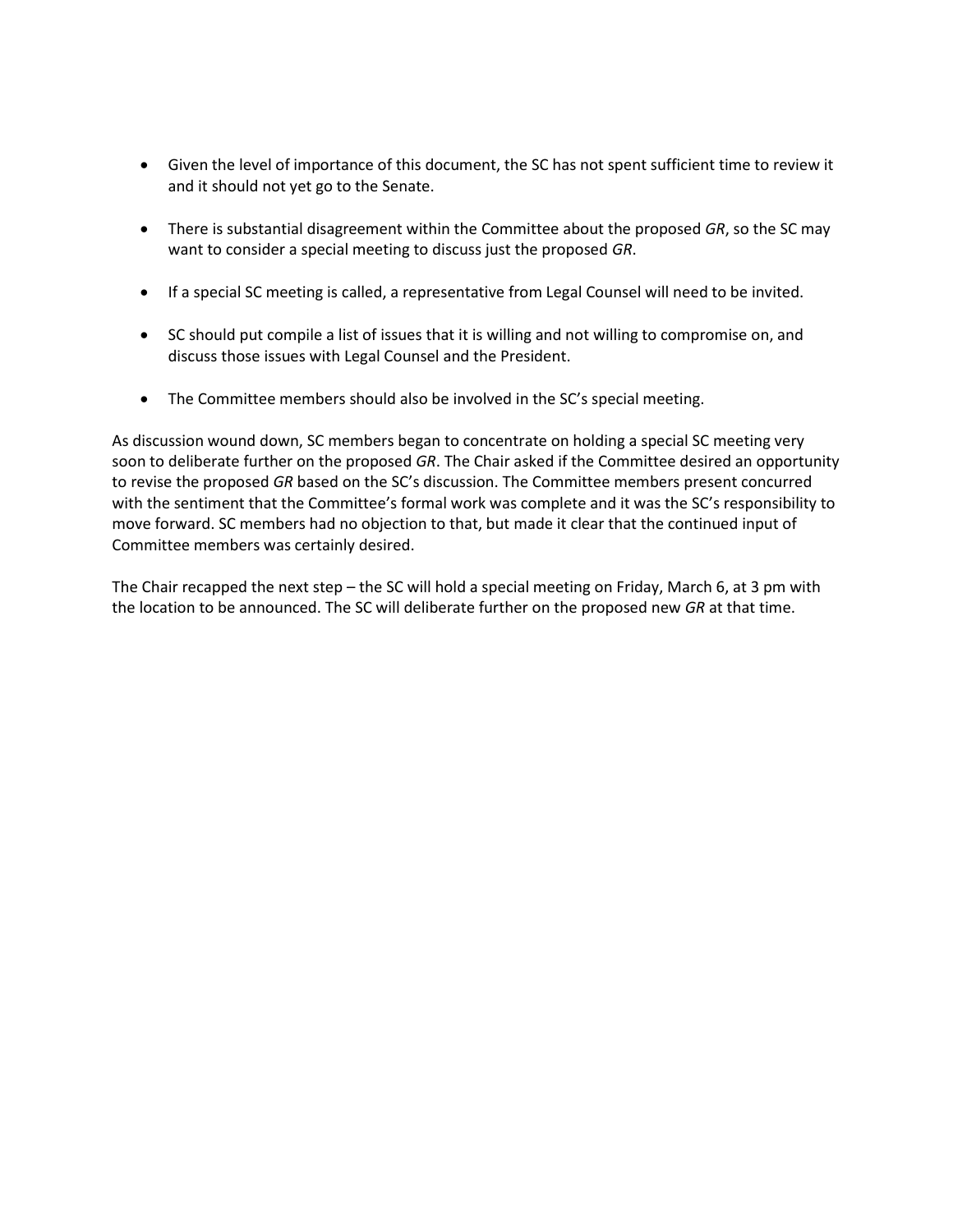- Given the level of importance of this document, the SC has not spent sufficient time to review it and it should not yet go to the Senate.

- There is substantial disagreement within the Committee about the proposed *GR*, so the SC may want to consider a special meeting to discuss just the proposed *GR*.

- If a special SC meeting is called, a representative from Legal Counsel will need to be invited.

- SC should put compile a list of issues that it is willing and not willing to compromise on, and discuss those issues with Legal Counsel and the President.

- The Committee members should also be involved in the SC's special meeting.

As discussion wound down, SC members began to concentrate on holding a special SC meeting very soon to deliberate further on the proposed *GR*. The Chair asked if the Committee desired an opportunity to revise the proposed *GR* based on the SC's discussion. The Committee members present concurred with the sentiment that the Committee's formal work was complete and it was the SC's responsibility to move forward. SC members had no objection to that, but made it clear that the continued input of Committee members was certainly desired.

The Chair recapped the next step – the SC will hold a special meeting on Friday, March 6, at 3 pm with the location to be announced. The SC will deliberate further on the proposed new *GR* at that time.